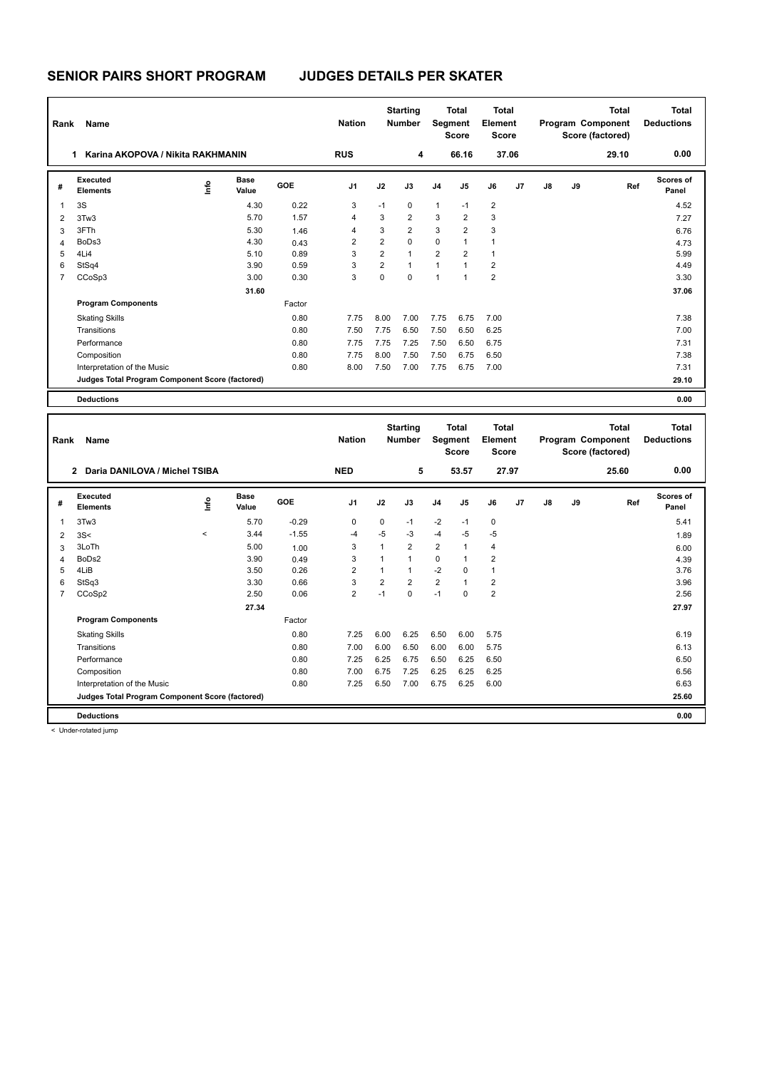# SENIOR PAIRS SHORT PROGRAM JUDGES DETAILS PER SKATER

| Rank | Name | Nation | Starting Number | Total Segment Score | Total Element Score | Total Program Component Score (factored) | Total Deductions |
|---|---|---|---|---|---|---|---|
| 1 | Karina AKOPOVA / Nikita RAKHMANIN | RUS | 4 | 66.16 | 37.06 | 29.10 | 0.00 |

| # | Executed Elements | Info | Base Value | GOE | J1 | J2 | J3 | J4 | J5 | J6 | J7 | J8 | J9 | Ref | Scores of Panel |
|---|---|---|---|---|---|---|---|---|---|---|---|---|---|---|---|
| 1 | 3S | | 4.30 | 0.22 | 3 | -1 | 0 | 1 | -1 | 2 | | | | | 4.52 |
| 2 | 3Tw3 | | 5.70 | 1.57 | 4 | 3 | 2 | 3 | 2 | 3 | | | | | 7.27 |
| 3 | 3FTh | | 5.30 | 1.46 | 4 | 3 | 2 | 3 | 2 | 3 | | | | | 6.76 |
| 4 | BoDs3 | | 4.30 | 0.43 | 2 | 2 | 0 | 0 | 1 | 1 | | | | | 4.73 |
| 5 | 4Li4 | | 5.10 | 0.89 | 3 | 2 | 1 | 2 | 2 | 1 | | | | | 5.99 |
| 6 | StSq4 | | 3.90 | 0.59 | 3 | 2 | 1 | 1 | 1 | 2 | | | | | 4.49 |
| 7 | CCoSp3 | | 3.00 | 0.30 | 3 | 0 | 0 | 1 | 1 | 2 | | | | | 3.30 |
| | | | 31.60 | | | | | | | | | | | | 37.06 |
| | **Program Components** | | | Factor | | | | | | | | | | | |
| | Skating Skills | | | 0.80 | 7.75 | 8.00 | 7.00 | 7.75 | 6.75 | 7.00 | | | | | 7.38 |
| | Transitions | | | 0.80 | 7.50 | 7.75 | 6.50 | 7.50 | 6.50 | 6.25 | | | | | 7.00 |
| | Performance | | | 0.80 | 7.75 | 7.75 | 7.25 | 7.50 | 6.50 | 6.75 | | | | | 7.31 |
| | Composition | | | 0.80 | 7.75 | 8.00 | 7.50 | 7.50 | 6.75 | 6.50 | | | | | 7.38 |
| | Interpretation of the Music | | | 0.80 | 8.00 | 7.50 | 7.00 | 7.75 | 6.75 | 7.00 | | | | | 7.31 |
| | **Judges Total Program Component Score (factored)** | | | | | | | | | | | | | | 29.10 |
| | **Deductions** | | | | | | | | | | | | | | 0.00 |

| Rank | Name | Nation | Starting Number | Total Segment Score | Total Element Score | Total Program Component Score (factored) | Total Deductions |
|---|---|---|---|---|---|---|---|
| 2 | Daria DANILOVA / Michel TSIBA | NED | 5 | 53.57 | 27.97 | 25.60 | 0.00 |

| # | Executed Elements | Info | Base Value | GOE | J1 | J2 | J3 | J4 | J5 | J6 | J7 | J8 | J9 | Ref | Scores of Panel |
|---|---|---|---|---|---|---|---|---|---|---|---|---|---|---|---|
| 1 | 3Tw3 | | 5.70 | -0.29 | 0 | 0 | -1 | -2 | -1 | 0 | | | | | 5.41 |
| 2 | 3S< | < | 3.44 | -1.55 | -4 | -5 | -3 | -4 | -5 | -5 | | | | | 1.89 |
| 3 | 3LoTh | | 5.00 | 1.00 | 3 | 1 | 2 | 2 | 1 | 4 | | | | | 6.00 |
| 4 | BoDs2 | | 3.90 | 0.49 | 3 | 1 | 1 | 0 | 1 | 2 | | | | | 4.39 |
| 5 | 4LiB | | 3.50 | 0.26 | 2 | 1 | 1 | -2 | 0 | 1 | | | | | 3.76 |
| 6 | StSq3 | | 3.30 | 0.66 | 3 | 2 | 2 | 2 | 1 | 2 | | | | | 3.96 |
| 7 | CCoSp2 | | 2.50 | 0.06 | 2 | -1 | 0 | -1 | 0 | 2 | | | | | 2.56 |
| | | | 27.34 | | | | | | | | | | | | 27.97 |
| | **Program Components** | | | Factor | | | | | | | | | | | |
| | Skating Skills | | | 0.80 | 7.25 | 6.00 | 6.25 | 6.50 | 6.00 | 5.75 | | | | | 6.19 |
| | Transitions | | | 0.80 | 7.00 | 6.00 | 6.50 | 6.00 | 6.00 | 5.75 | | | | | 6.13 |
| | Performance | | | 0.80 | 7.25 | 6.25 | 6.75 | 6.50 | 6.25 | 6.50 | | | | | 6.50 |
| | Composition | | | 0.80 | 7.00 | 6.75 | 7.25 | 6.25 | 6.25 | 6.25 | | | | | 6.56 |
| | Interpretation of the Music | | | 0.80 | 7.25 | 6.50 | 7.00 | 6.75 | 6.25 | 6.00 | | | | | 6.63 |
| | **Judges Total Program Component Score (factored)** | | | | | | | | | | | | | | 25.60 |
| | **Deductions** | | | | | | | | | | | | | | 0.00 |

< Under-rotated jump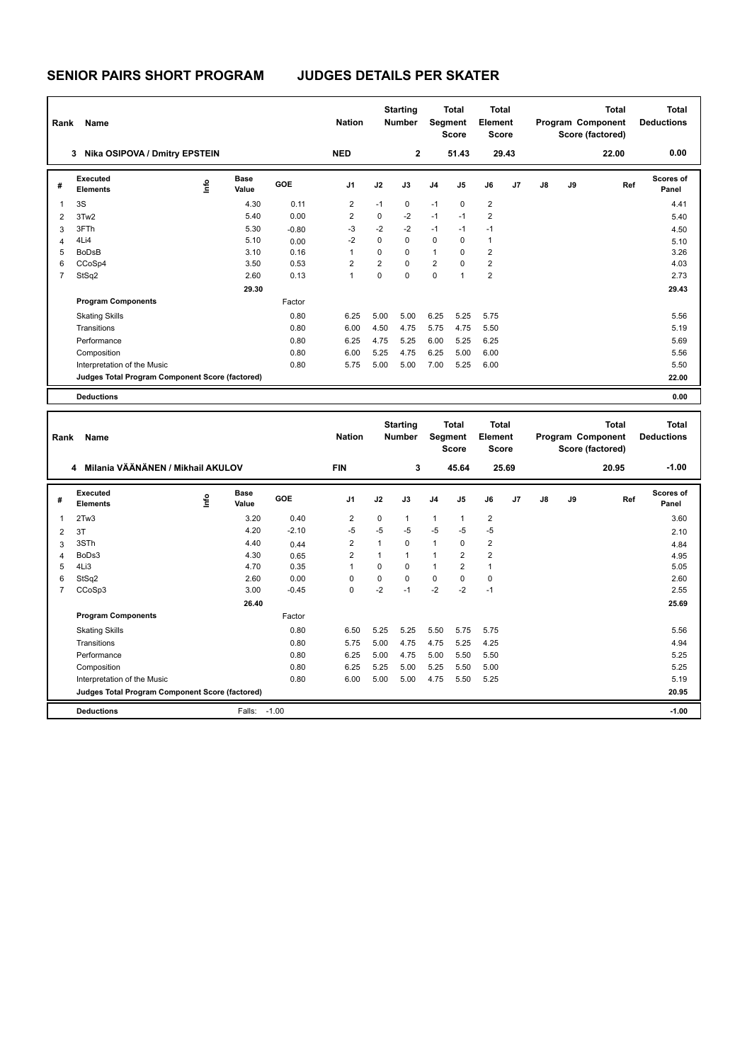# SENIOR PAIRS SHORT PROGRAM JUDGES DETAILS PER SKATER

| Rank | Name | Nation | Starting Number | Total Segment Score | Total Element Score | Total Program Component Score (factored) | Total Deductions |
|---|---|---|---|---|---|---|---|
| 3 | Nika OSIPOVA / Dmitry EPSTEIN | NED | 2 | 51.43 | 29.43 | 22.00 | 0.00 |

| # | Executed Elements | Info | Base Value | GOE | J1 | J2 | J3 | J4 | J5 | J6 | J7 | J8 | J9 | Ref | Scores of Panel |
|---|---|---|---|---|---|---|---|---|---|---|---|---|---|---|---|
| 1 | 3S | | 4.30 | 0.11 | 2 | -1 | 0 | -1 | 0 | 2 | | | | | 4.41 |
| 2 | 3Tw2 | | 5.40 | 0.00 | 2 | 0 | -2 | -1 | -1 | 2 | | | | | 5.40 |
| 3 | 3FTh | | 5.30 | -0.80 | -3 | -2 | -2 | -1 | -1 | -1 | | | | | 4.50 |
| 4 | 4Li4 | | 5.10 | 0.00 | -2 | 0 | 0 | 0 | 0 | 1 | | | | | 5.10 |
| 5 | BoDsB | | 3.10 | 0.16 | 1 | 0 | 0 | 1 | 0 | 2 | | | | | 3.26 |
| 6 | CCoSp4 | | 3.50 | 0.53 | 2 | 2 | 0 | 2 | 0 | 2 | | | | | 4.03 |
| 7 | StSq2 | | 2.60 | 0.13 | 1 | 0 | 0 | 0 | 1 | 2 | | | | | 2.73 |
| | | | 29.30 | | | | | | | | | | | | 29.43 |
| | **Program Components** | | | Factor | | | | | | | | | | | |
| | Skating Skills | | | 0.80 | 6.25 | 5.00 | 5.00 | 6.25 | 5.25 | 5.75 | | | | | 5.56 |
| | Transitions | | | 0.80 | 6.00 | 4.50 | 4.75 | 5.75 | 4.75 | 5.50 | | | | | 5.19 |
| | Performance | | | 0.80 | 6.25 | 4.75 | 5.25 | 6.00 | 5.25 | 6.25 | | | | | 5.69 |
| | Composition | | | 0.80 | 6.00 | 5.25 | 4.75 | 6.25 | 5.00 | 6.00 | | | | | 5.56 |
| | Interpretation of the Music | | | 0.80 | 5.75 | 5.00 | 5.00 | 7.00 | 5.25 | 6.00 | | | | | 5.50 |
| | **Judges Total Program Component Score (factored)** | | | | | | | | | | | | | | 22.00 |
| | **Deductions** | | | | | | | | | | | | | | 0.00 |

| Rank | Name | Nation | Starting Number | Total Segment Score | Total Element Score | Total Program Component Score (factored) | Total Deductions |
|---|---|---|---|---|---|---|---|
| 4 | Milania VÄÄNÄNEN / Mikhail AKULOV | FIN | 3 | 45.64 | 25.69 | 20.95 | -1.00 |

| # | Executed Elements | Info | Base Value | GOE | J1 | J2 | J3 | J4 | J5 | J6 | J7 | J8 | J9 | Ref | Scores of Panel |
|---|---|---|---|---|---|---|---|---|---|---|---|---|---|---|---|
| 1 | 2Tw3 | | 3.20 | 0.40 | 2 | 0 | 1 | 1 | 1 | 2 | | | | | 3.60 |
| 2 | 3T | | 4.20 | -2.10 | -5 | -5 | -5 | -5 | -5 | -5 | | | | | 2.10 |
| 3 | 3STh | | 4.40 | 0.44 | 2 | 1 | 0 | 1 | 0 | 2 | | | | | 4.84 |
| 4 | BoDs3 | | 4.30 | 0.65 | 2 | 1 | 1 | 1 | 2 | 2 | | | | | 4.95 |
| 5 | 4Li3 | | 4.70 | 0.35 | 1 | 0 | 0 | 1 | 2 | 1 | | | | | 5.05 |
| 6 | StSq2 | | 2.60 | 0.00 | 0 | 0 | 0 | 0 | 0 | 0 | | | | | 2.60 |
| 7 | CCoSp3 | | 3.00 | -0.45 | 0 | -2 | -1 | -2 | -2 | -1 | | | | | 2.55 |
| | | | 26.40 | | | | | | | | | | | | 25.69 |
| | **Program Components** | | | Factor | | | | | | | | | | | |
| | Skating Skills | | | 0.80 | 6.50 | 5.25 | 5.25 | 5.50 | 5.75 | 5.75 | | | | | 5.56 |
| | Transitions | | | 0.80 | 5.75 | 5.00 | 4.75 | 4.75 | 5.25 | 4.25 | | | | | 4.94 |
| | Performance | | | 0.80 | 6.25 | 5.00 | 4.75 | 5.00 | 5.50 | 5.50 | | | | | 5.25 |
| | Composition | | | 0.80 | 6.25 | 5.25 | 5.00 | 5.25 | 5.50 | 5.00 | | | | | 5.25 |
| | Interpretation of the Music | | | 0.80 | 6.00 | 5.00 | 5.00 | 4.75 | 5.50 | 5.25 | | | | | 5.19 |
| | **Judges Total Program Component Score (factored)** | | | | | | | | | | | | | | 20.95 |
| | **Deductions** | | Falls: | -1.00 | | | | | | | | | | | -1.00 |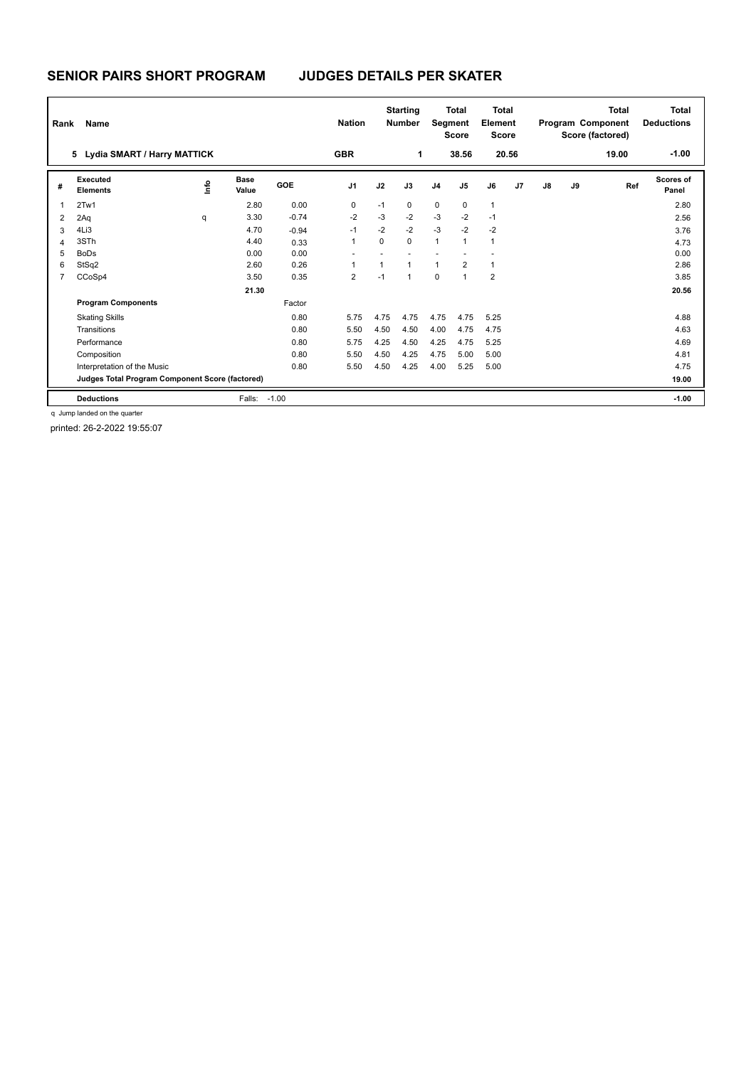# SENIOR PAIRS SHORT PROGRAM JUDGES DETAILS PER SKATER

| Rank | Name | Nation | Starting Number | Total Segment Score | Total Element Score | Total Program Component Score (factored) | Total Deductions |
|---|---|---|---|---|---|---|---|
| 5 | Lydia SMART / Harry MATTICK | GBR | 1 | 38.56 | 20.56 | 19.00 | -1.00 |

| # | Executed Elements | Info | Base Value | GOE | J1 | J2 | J3 | J4 | J5 | J6 | J7 | J8 | J9 | Ref | Scores of Panel |
|---|---|---|---|---|---|---|---|---|---|---|---|---|---|---|---|
| 1 | 2Tw1 | | 2.80 | 0.00 | 0 | -1 | 0 | 0 | 0 | 1 | | | | | 2.80 |
| 2 | 2Aq | q | 3.30 | -0.74 | -2 | -3 | -2 | -3 | -2 | -1 | | | | | 2.56 |
| 3 | 4Li3 | | 4.70 | -0.94 | -1 | -2 | -2 | -3 | -2 | -2 | | | | | 3.76 |
| 4 | 3STh | | 4.40 | 0.33 | 1 | 0 | 0 | 1 | 1 | 1 | | | | | 4.73 |
| 5 | BoDs | | 0.00 | 0.00 | - | - | - | - | - | - | | | | | 0.00 |
| 6 | StSq2 | | 2.60 | 0.26 | 1 | 1 | 1 | 1 | 2 | 1 | | | | | 2.86 |
| 7 | CCoSp4 | | 3.50 | 0.35 | 2 | -1 | 1 | 0 | 1 | 2 | | | | | 3.85 |
| | | | 21.30 | | | | | | | | | | | | 20.56 |
| | **Program Components** | | | Factor | | | | | | | | | | | |
| | Skating Skills | | | 0.80 | 5.75 | 4.75 | 4.75 | 4.75 | 4.75 | 5.25 | | | | | 4.88 |
| | Transitions | | | 0.80 | 5.50 | 4.50 | 4.50 | 4.00 | 4.75 | 4.75 | | | | | 4.63 |
| | Performance | | | 0.80 | 5.75 | 4.25 | 4.50 | 4.25 | 4.75 | 5.25 | | | | | 4.69 |
| | Composition | | | 0.80 | 5.50 | 4.50 | 4.25 | 4.75 | 5.00 | 5.00 | | | | | 4.81 |
| | Interpretation of the Music | | | 0.80 | 5.50 | 4.50 | 4.25 | 4.00 | 5.25 | 5.00 | | | | | 4.75 |
| | **Judges Total Program Component Score (factored)** | | | | | | | | | | | | | | 19.00 |
| | **Deductions** | | Falls: | -1.00 | | | | | | | | | | | -1.00 |

q Jump landed on the quarter

printed: 26-2-2022 19:55:07